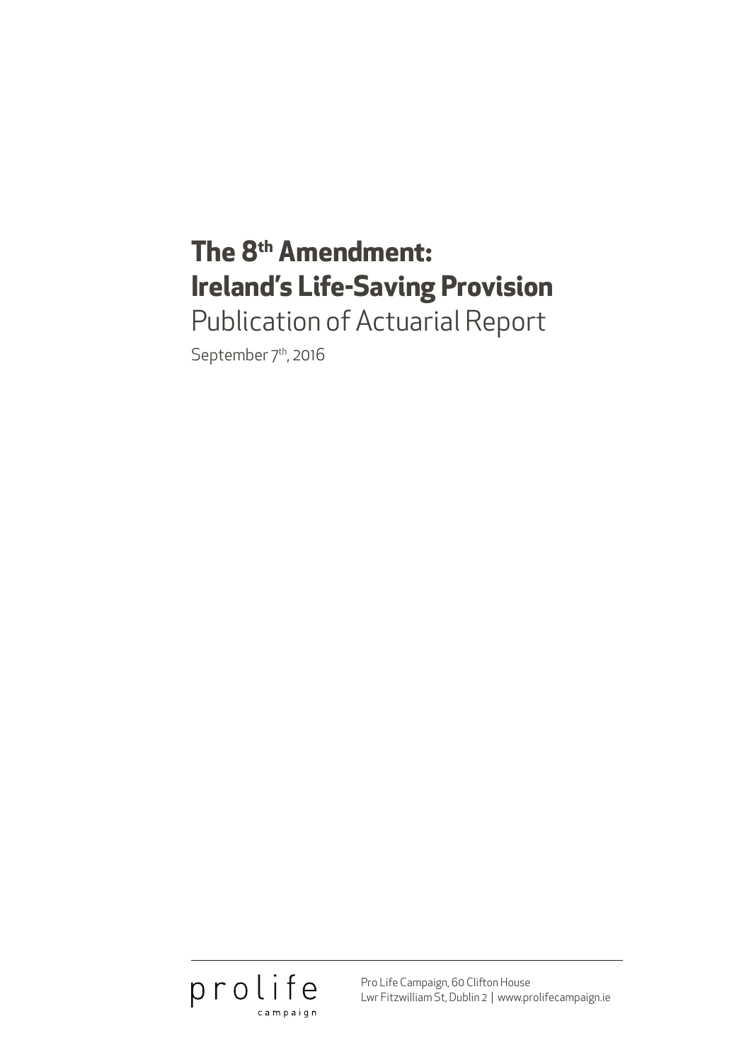# The 8th Amendment: Ireland's Life-Saving Provision

Publication of Actuarial Report

September 7th, 2016

prolife campaign

Pro Life Campaign, 60 Clifton House
Lwr Fitzwilliam St, Dublin 2 | www.prolifecampaign.ie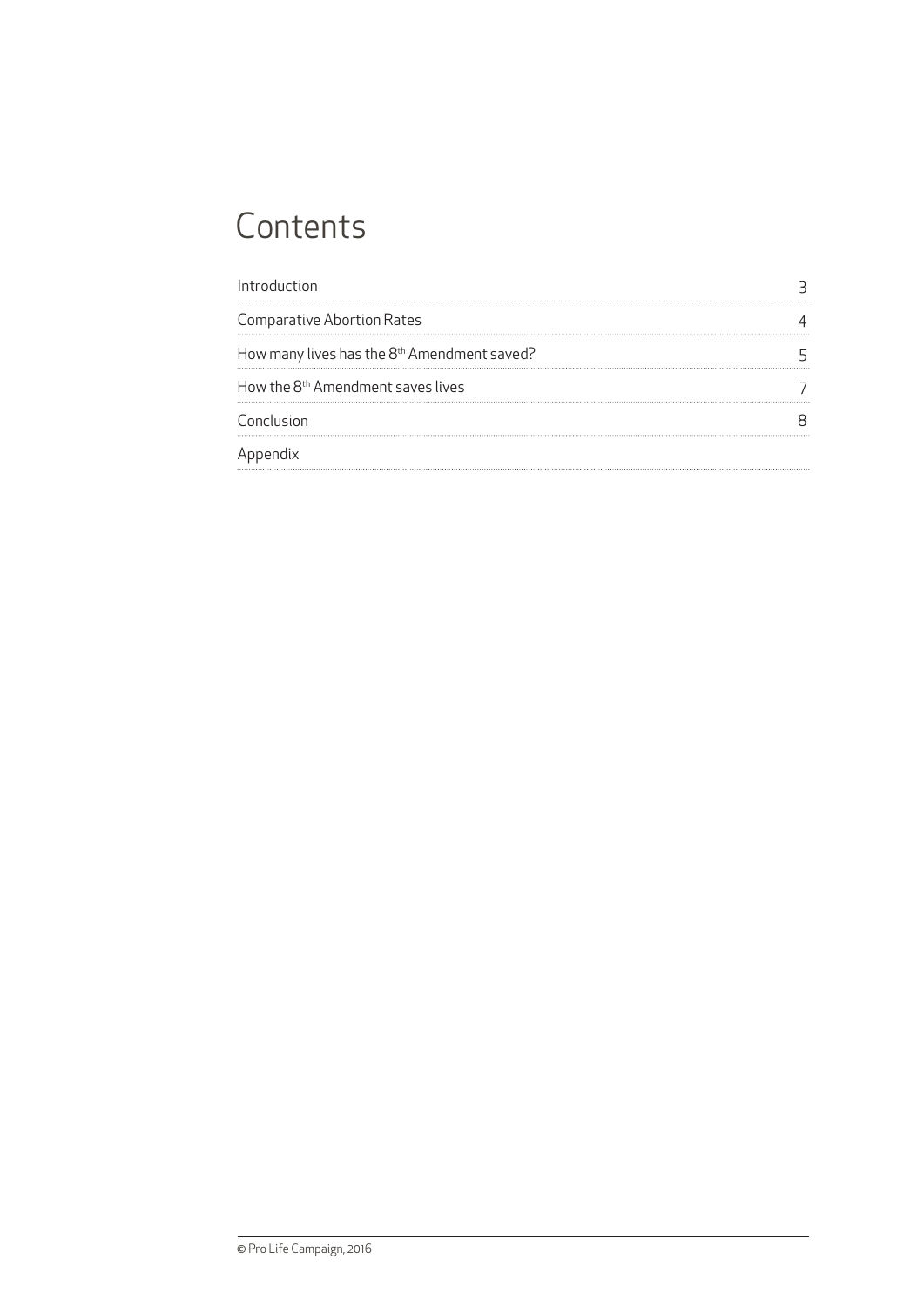# Contents

| | |
|---|---|
| Introduction | 3 |
| Comparative Abortion Rates | 4 |
| How many lives has the 8th Amendment saved? | 5 |
| How the 8th Amendment saves lives | 7 |
| Conclusion | 8 |
| Appendix | |

© Pro Life Campaign, 2016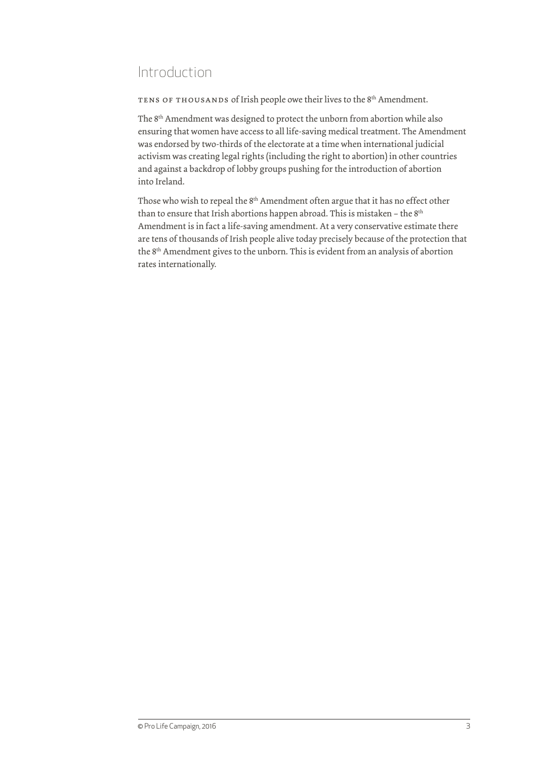## Introduction

TENS OF THOUSANDS of Irish people owe their lives to the 8th Amendment.

The 8th Amendment was designed to protect the unborn from abortion while also ensuring that women have access to all life-saving medical treatment. The Amendment was endorsed by two-thirds of the electorate at a time when international judicial activism was creating legal rights (including the right to abortion) in other countries and against a backdrop of lobby groups pushing for the introduction of abortion into Ireland.

Those who wish to repeal the 8th Amendment often argue that it has no effect other than to ensure that Irish abortions happen abroad. This is mistaken – the 8th Amendment is in fact a life-saving amendment. At a very conservative estimate there are tens of thousands of Irish people alive today precisely because of the protection that the 8th Amendment gives to the unborn. This is evident from an analysis of abortion rates internationally.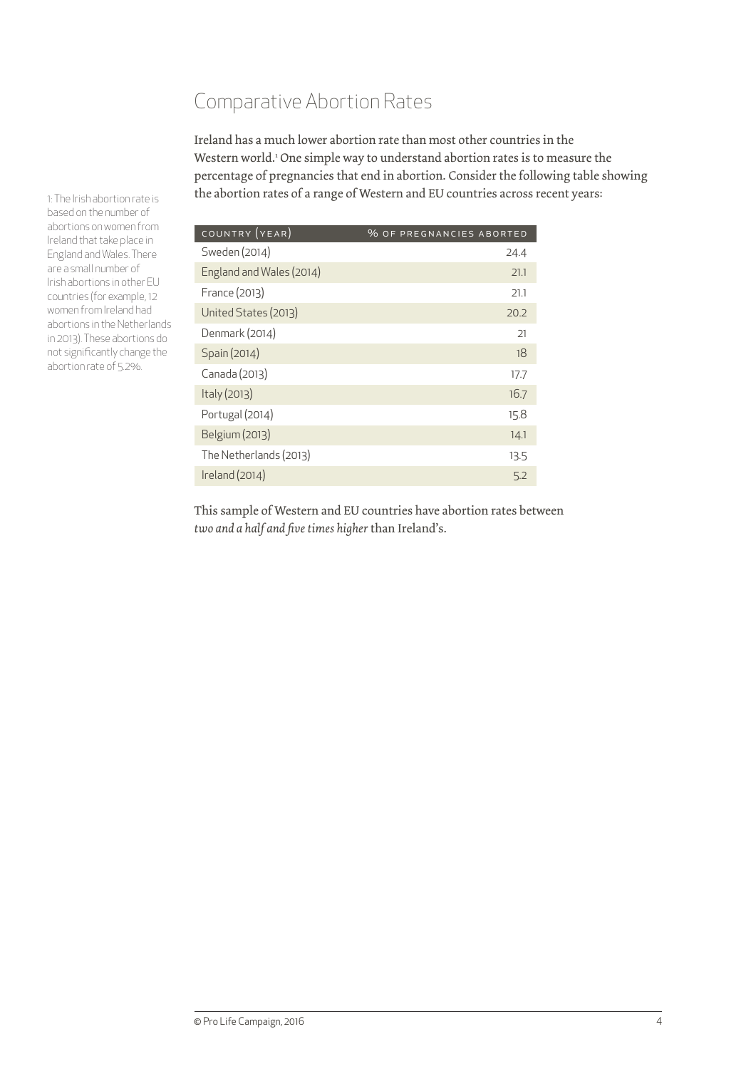## Comparative Abortion Rates

Ireland has a much lower abortion rate than most other countries in the Western world.[1] One simple way to understand abortion rates is to measure the percentage of pregnancies that end in abortion. Consider the following table showing the abortion rates of a range of Western and EU countries across recent years:

| COUNTRY (YEAR) | % OF PREGNANCIES ABORTED |
|---|---|
| Sweden (2014) | 24.4 |
| England and Wales (2014) | 21.1 |
| France (2013) | 21.1 |
| United States (2013) | 20.2 |
| Denmark (2014) | 21 |
| Spain (2014) | 18 |
| Canada (2013) | 17.7 |
| Italy (2013) | 16.7 |
| Portugal (2014) | 15.8 |
| Belgium (2013) | 14.1 |
| The Netherlands (2013) | 13.5 |
| Ireland (2014) | 5.2 |

This sample of Western and EU countries have abortion rates between *two and a half and five times higher* than Ireland's.

1: The Irish abortion rate is based on the number of abortions on women from Ireland that take place in England and Wales. There are a small number of Irish abortions in other EU countries (for example, 12 women from Ireland had abortions in the Netherlands in 2013). These abortions do not significantly change the abortion rate of 5.2%.

© Pro Life Campaign, 2016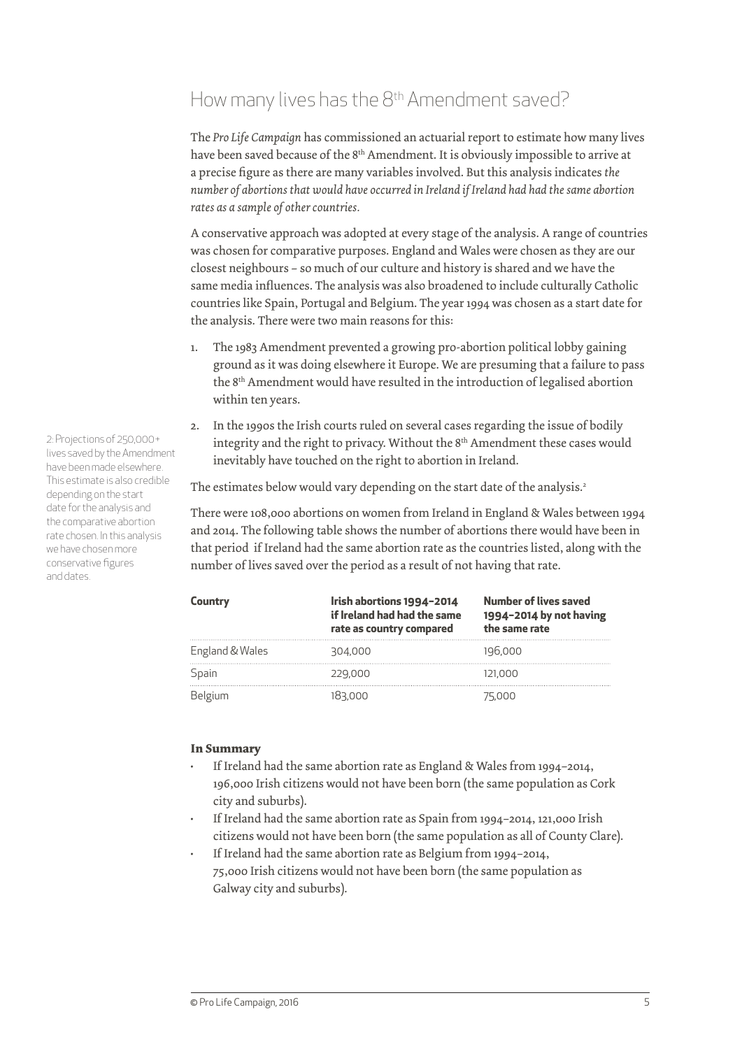# How many lives has the 8th Amendment saved?

The *Pro Life Campaign* has commissioned an actuarial report to estimate how many lives have been saved because of the 8th Amendment. It is obviously impossible to arrive at a precise figure as there are many variables involved. But this analysis indicates *the number of abortions that would have occurred in Ireland if Ireland had had the same abortion rates as a sample of other countries*.

A conservative approach was adopted at every stage of the analysis. A range of countries was chosen for comparative purposes. England and Wales were chosen as they are our closest neighbours – so much of our culture and history is shared and we have the same media influences. The analysis was also broadened to include culturally Catholic countries like Spain, Portugal and Belgium. The year 1994 was chosen as a start date for the analysis. There were two main reasons for this:

1. The 1983 Amendment prevented a growing pro-abortion political lobby gaining ground as it was doing elsewhere it Europe. We are presuming that a failure to pass the 8th Amendment would have resulted in the introduction of legalised abortion within ten years.
2. In the 1990s the Irish courts ruled on several cases regarding the issue of bodily integrity and the right to privacy. Without the 8th Amendment these cases would inevitably have touched on the right to abortion in Ireland.

The estimates below would vary depending on the start date of the analysis.[2]

There were 108,000 abortions on women from Ireland in England & Wales between 1994 and 2014. The following table shows the number of abortions there would have been in that period if Ireland had the same abortion rate as the countries listed, along with the number of lives saved over the period as a result of not having that rate.

| Country | Irish abortions 1994–2014 if Ireland had had the same rate as country compared | Number of lives saved 1994–2014 by not having the same rate |
|---|---|---|
| England & Wales | 304,000 | 196,000 |
| Spain | 229,000 | 121,000 |
| Belgium | 183,000 | 75,000 |

### In Summary

- If Ireland had the same abortion rate as England & Wales from 1994–2014, 196,000 Irish citizens would not have been born (the same population as Cork city and suburbs).
- If Ireland had the same abortion rate as Spain from 1994–2014, 121,000 Irish citizens would not have been born (the same population as all of County Clare).
- If Ireland had the same abortion rate as Belgium from 1994–2014, 75,000 Irish citizens would not have been born (the same population as Galway city and suburbs).

2: Projections of 250,000+ lives saved by the Amendment have been made elsewhere. This estimate is also credible depending on the start date for the analysis and the comparative abortion rate chosen. In this analysis we have chosen more conservative figures and dates.

© Pro Life Campaign, 2016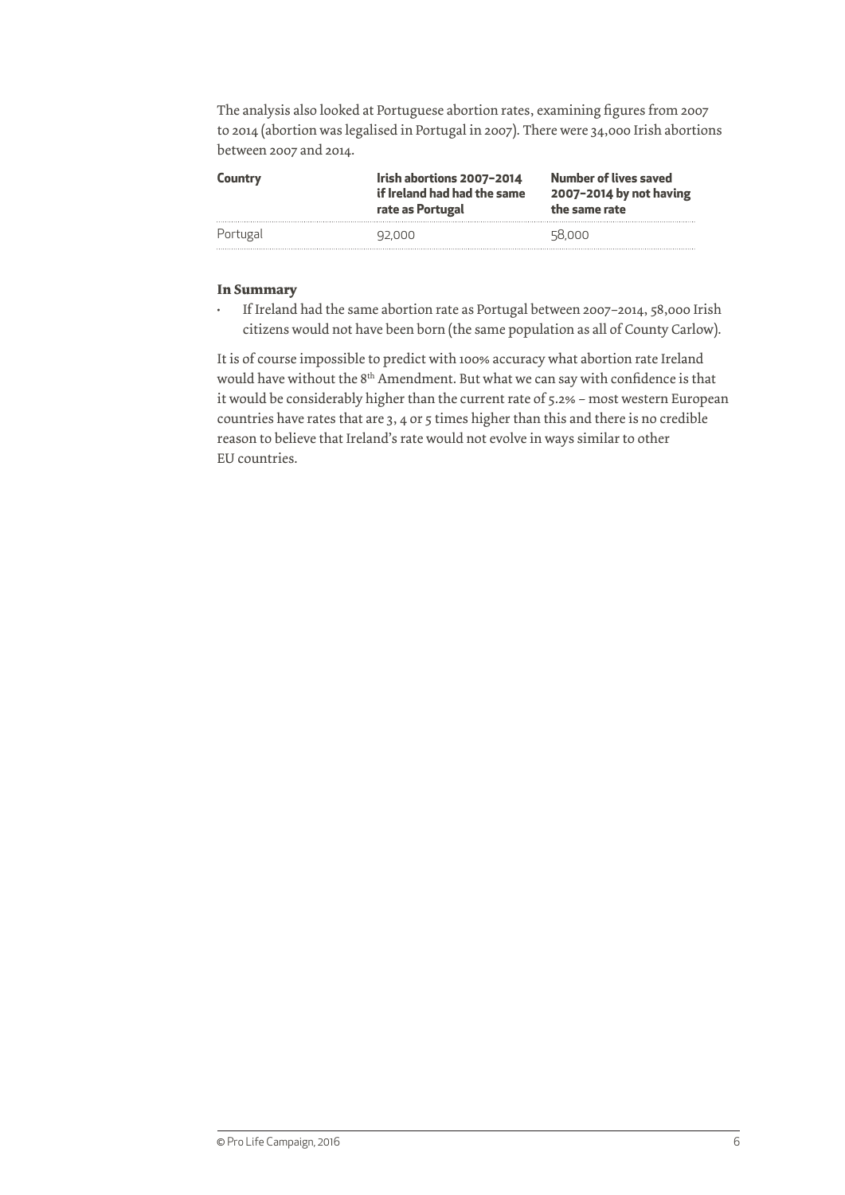The analysis also looked at Portuguese abortion rates, examining figures from 2007 to 2014 (abortion was legalised in Portugal in 2007). There were 34,000 Irish abortions between 2007 and 2014.

| Country | Irish abortions 2007–2014 if Ireland had had the same rate as Portugal | Number of lives saved 2007–2014 by not having the same rate |
|---|---|---|
| Portugal | 92,000 | 58,000 |

**In Summary**

- If Ireland had the same abortion rate as Portugal between 2007–2014, 58,000 Irish citizens would not have been born (the same population as all of County Carlow).

It is of course impossible to predict with 100% accuracy what abortion rate Ireland would have without the 8th Amendment. But what we can say with confidence is that it would be considerably higher than the current rate of 5.2% – most western European countries have rates that are 3, 4 or 5 times higher than this and there is no credible reason to believe that Ireland's rate would not evolve in ways similar to other EU countries.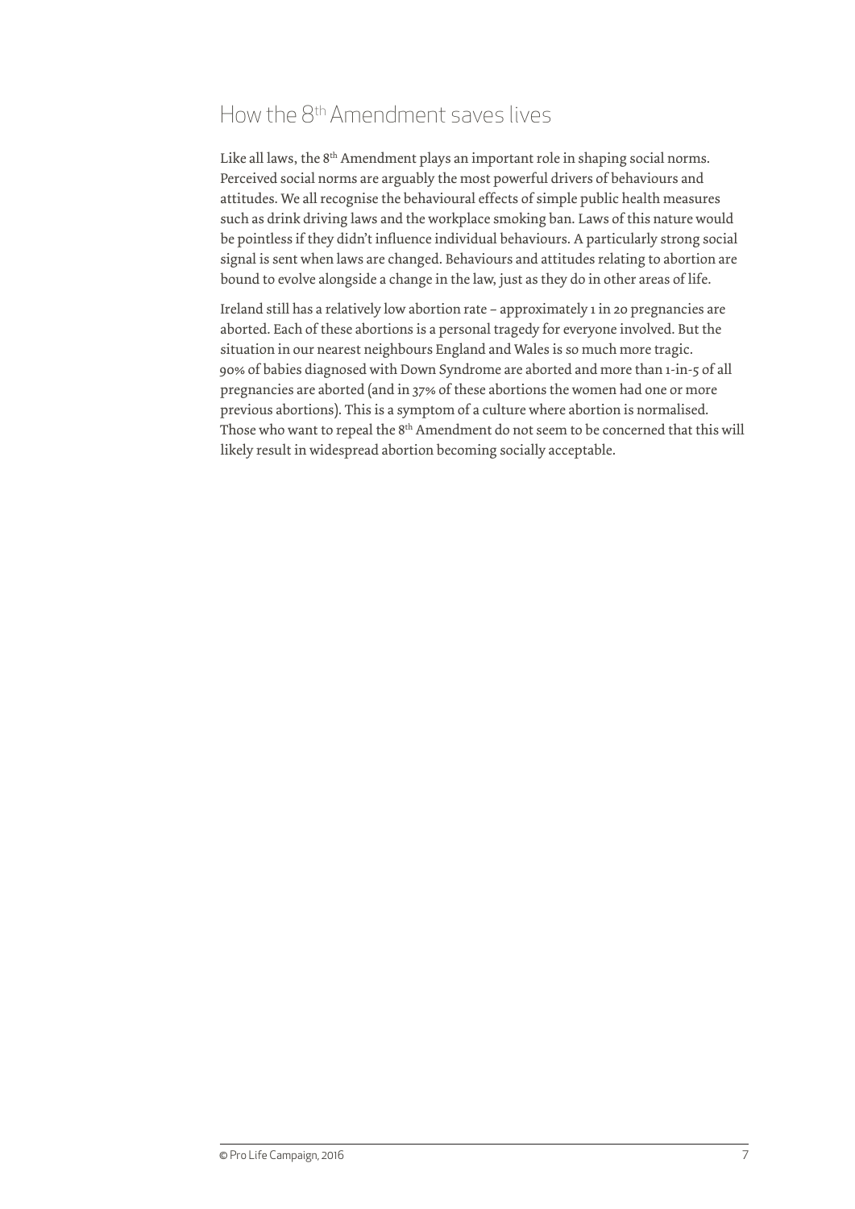## How the 8th Amendment saves lives

Like all laws, the 8th Amendment plays an important role in shaping social norms. Perceived social norms are arguably the most powerful drivers of behaviours and attitudes. We all recognise the behavioural effects of simple public health measures such as drink driving laws and the workplace smoking ban. Laws of this nature would be pointless if they didn't influence individual behaviours. A particularly strong social signal is sent when laws are changed. Behaviours and attitudes relating to abortion are bound to evolve alongside a change in the law, just as they do in other areas of life.

Ireland still has a relatively low abortion rate – approximately 1 in 20 pregnancies are aborted. Each of these abortions is a personal tragedy for everyone involved. But the situation in our nearest neighbours England and Wales is so much more tragic. 90% of babies diagnosed with Down Syndrome are aborted and more than 1-in-5 of all pregnancies are aborted (and in 37% of these abortions the women had one or more previous abortions). This is a symptom of a culture where abortion is normalised. Those who want to repeal the 8th Amendment do not seem to be concerned that this will likely result in widespread abortion becoming socially acceptable.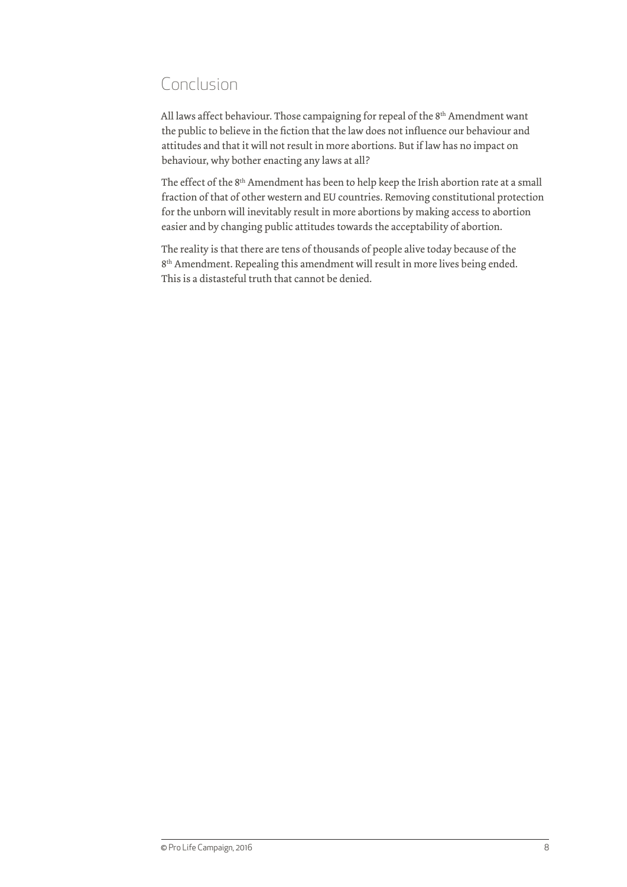## Conclusion

All laws affect behaviour. Those campaigning for repeal of the 8th Amendment want the public to believe in the fiction that the law does not influence our behaviour and attitudes and that it will not result in more abortions. But if law has no impact on behaviour, why bother enacting any laws at all?

The effect of the 8th Amendment has been to help keep the Irish abortion rate at a small fraction of that of other western and EU countries. Removing constitutional protection for the unborn will inevitably result in more abortions by making access to abortion easier and by changing public attitudes towards the acceptability of abortion.

The reality is that there are tens of thousands of people alive today because of the 8th Amendment. Repealing this amendment will result in more lives being ended. This is a distasteful truth that cannot be denied.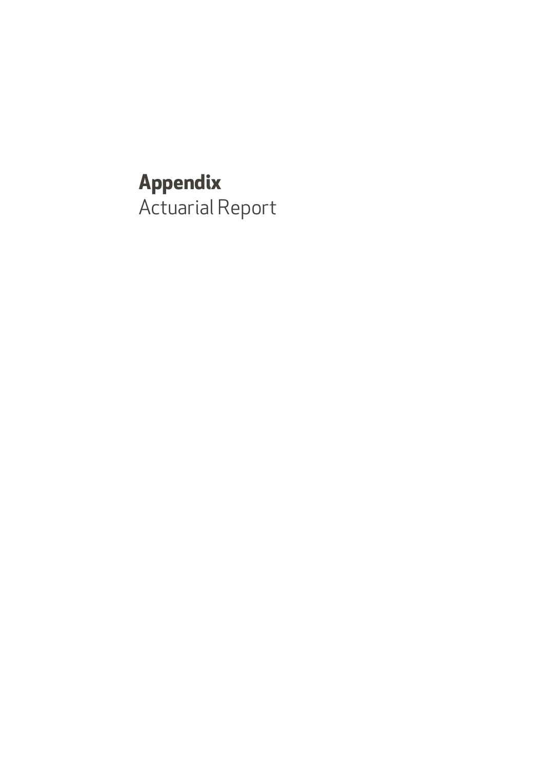# Appendix

Actuarial Report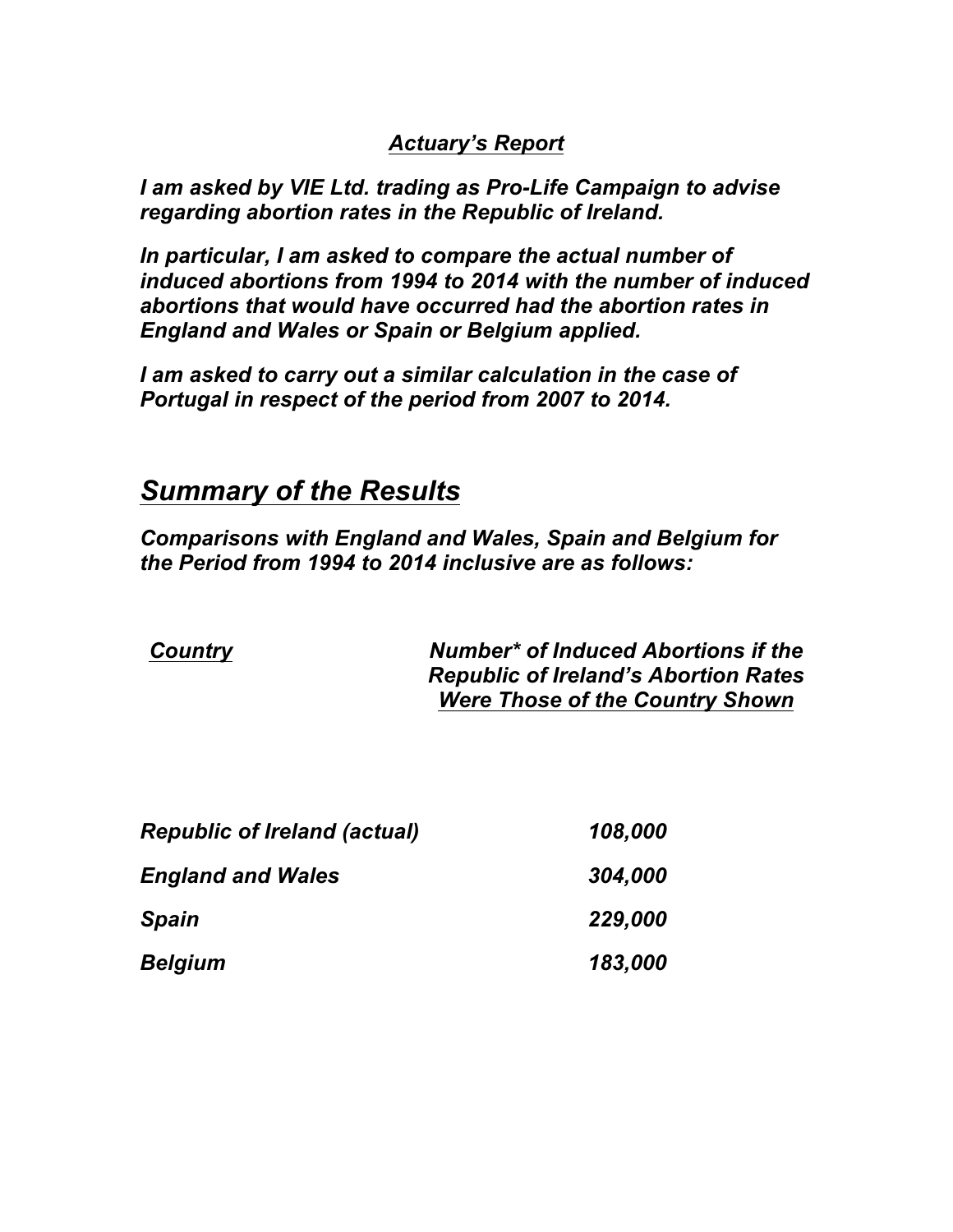*<u>Actuary's Report</u>*

***I am asked by VIE Ltd. trading as Pro-Life Campaign to advise regarding abortion rates in the Republic of Ireland.***

***In particular, I am asked to compare the actual number of induced abortions from 1994 to 2014 with the number of induced abortions that would have occurred had the abortion rates in England and Wales or Spain or Belgium applied.***

***I am asked to carry out a similar calculation in the case of Portugal in respect of the period from 2007 to 2014.***

## *Summary of the Results*

***Comparisons with England and Wales, Spain and Belgium for the Period from 1994 to 2014 inclusive are as follows:***

| *Country* | *Number* of Induced Abortions if the Republic of Ireland's Abortion Rates Were Those of the Country Shown* |
|---|---|
| ***Republic of Ireland (actual)*** | ***108,000*** |
| ***England and Wales*** | ***304,000*** |
| ***Spain*** | ***229,000*** |
| ***Belgium*** | ***183,000*** |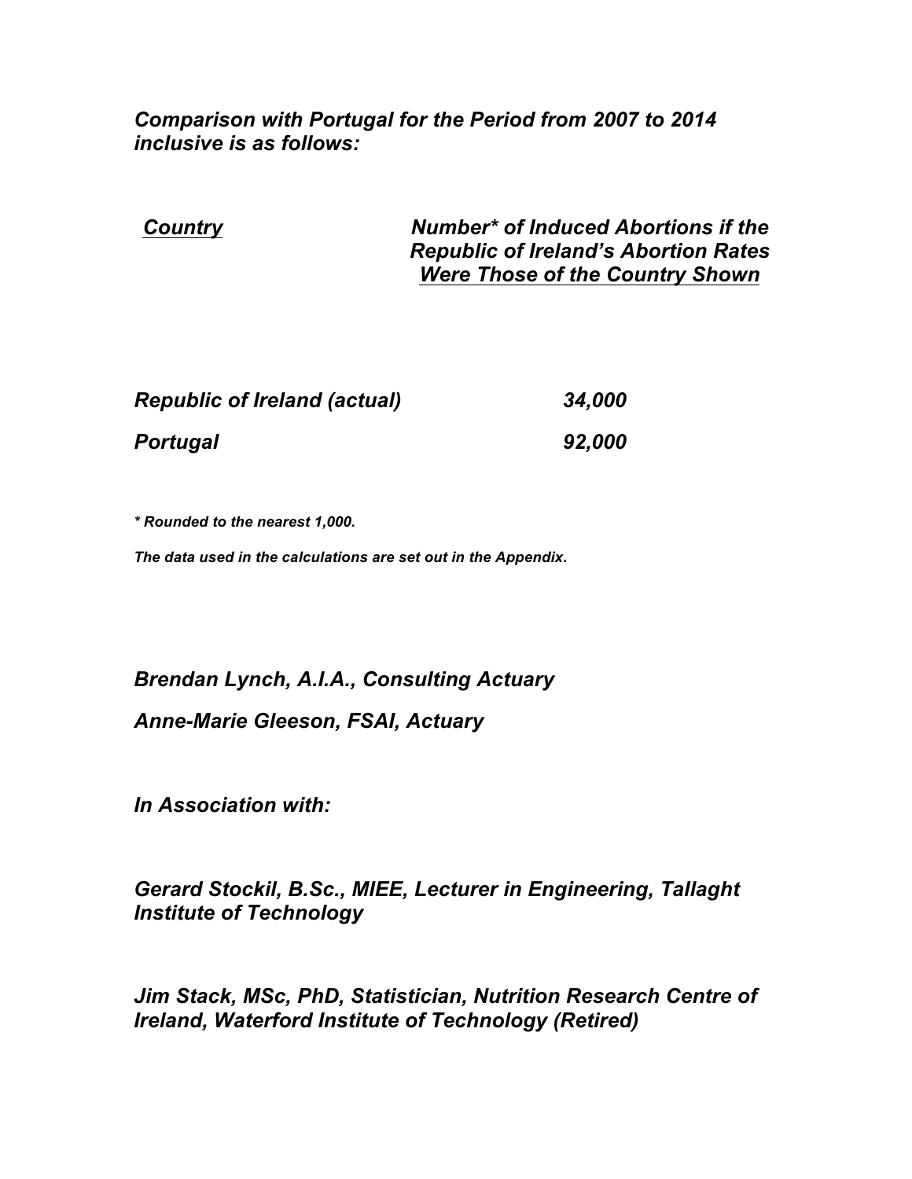***Comparison with Portugal for the Period from 2007 to 2014 inclusive is as follows:***

| ***Country*** | ***Number\* of Induced Abortions if the Republic of Ireland's Abortion Rates Were Those of the Country Shown*** |
|---|---|
| ***Republic of Ireland (actual)*** | ***34,000*** |
| ***Portugal*** | ***92,000*** |

***\* Rounded to the nearest 1,000.***

***The data used in the calculations are set out in the Appendix.***

***Brendan Lynch, A.I.A., Consulting Actuary***

***Anne-Marie Gleeson, FSAI, Actuary***

***In Association with:***

***Gerard Stockil, B.Sc., MIEE, Lecturer in Engineering, Tallaght Institute of Technology***

***Jim Stack, MSc, PhD, Statistician, Nutrition Research Centre of Ireland, Waterford Institute of Technology (Retired)***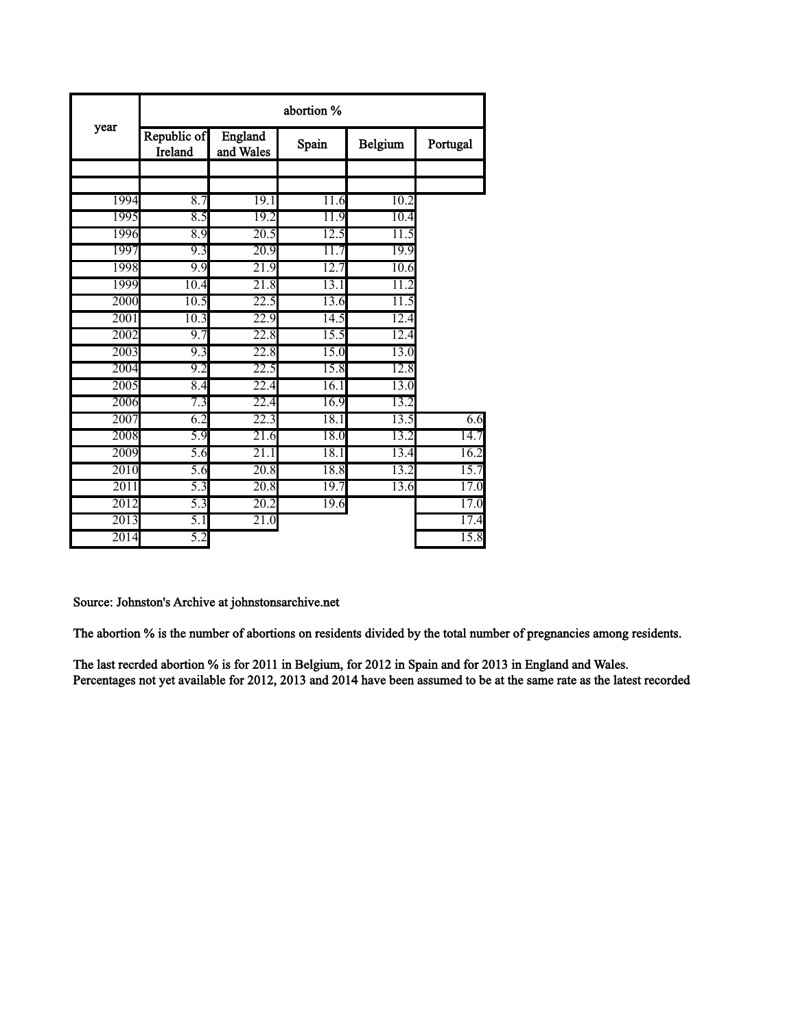| year | abortion % | | | | |
|---|---|---|---|---|---|
| | Republic of Ireland | England and Wales | Spain | Belgium | Portugal |
| | | | | | |
| | | | | | |
| 1994 | 8.7 | 19.1 | 11.6 | 10.2 | |
| 1995 | 8.5 | 19.2 | 11.9 | 10.4 | |
| 1996 | 8.9 | 20.5 | 12.5 | 11.5 | |
| 1997 | 9.3 | 20.9 | 11.7 | 19.9 | |
| 1998 | 9.9 | 21.9 | 12.7 | 10.6 | |
| 1999 | 10.4 | 21.8 | 13.1 | 11.2 | |
| 2000 | 10.5 | 22.5 | 13.6 | 11.5 | |
| 2001 | 10.3 | 22.9 | 14.5 | 12.4 | |
| 2002 | 9.7 | 22.8 | 15.5 | 12.4 | |
| 2003 | 9.3 | 22.8 | 15.0 | 13.0 | |
| 2004 | 9.2 | 22.5 | 15.8 | 12.8 | |
| 2005 | 8.4 | 22.4 | 16.1 | 13.0 | |
| 2006 | 7.3 | 22.4 | 16.9 | 13.2 | |
| 2007 | 6.2 | 22.3 | 18.1 | 13.5 | 6.6 |
| 2008 | 5.9 | 21.6 | 18.0 | 13.2 | 14.7 |
| 2009 | 5.6 | 21.1 | 18.1 | 13.4 | 16.2 |
| 2010 | 5.6 | 20.8 | 18.8 | 13.2 | 15.7 |
| 2011 | 5.3 | 20.8 | 19.7 | 13.6 | 17.0 |
| 2012 | 5.3 | 20.2 | 19.6 | | 17.0 |
| 2013 | 5.1 | 21.0 | | | 17.4 |
| 2014 | 5.2 | | | | 15.8 |

Source: Johnston's Archive at johnstonsarchive.net

The abortion % is the number of abortions on residents divided by the total number of pregnancies among residents.

The last recrded abortion % is for 2011 in Belgium, for 2012 in Spain and for 2013 in England and Wales.
Percentages not yet available for 2012, 2013 and 2014 have been assumed to be at the same rate as the latest recorded